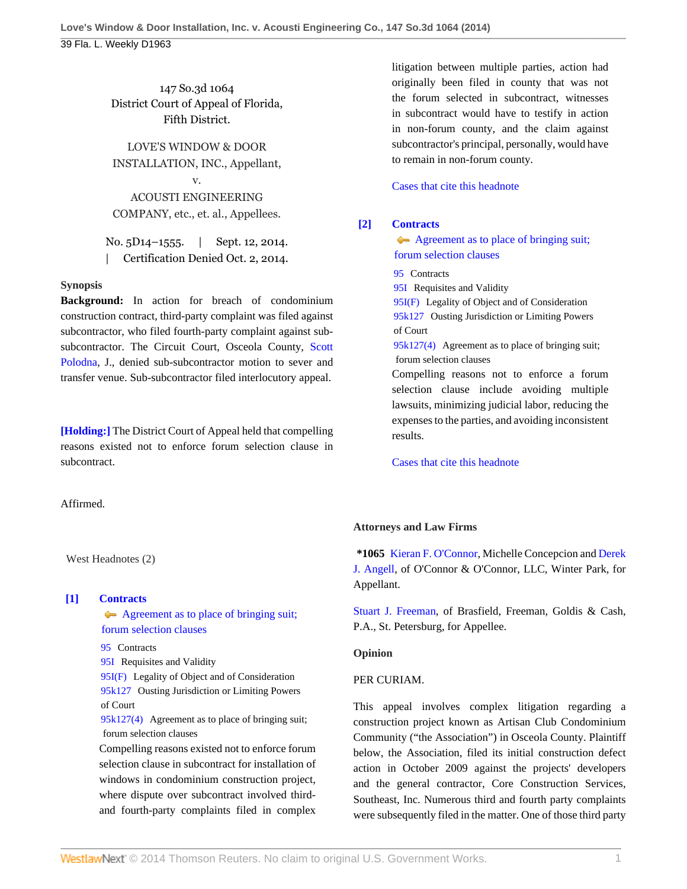147 So.3d 1064
District Court of Appeal of Florida,
Fifth District.

LOVE'S WINDOW & DOOR INSTALLATION, INC., Appellant,
v.
ACOUSTI ENGINEERING COMPANY, etc., et. al., Appellees.

No. 5D14–1555. | Sept. 12, 2014. | Certification Denied Oct. 2, 2014.

### Synopsis

**Background:** In action for breach of condominium construction contract, third-party complaint was filed against subcontractor, who filed fourth-party complaint against sub-subcontractor. The Circuit Court, Osceola County, Scott Polodna, J., denied sub-subcontractor motion to sever and transfer venue. Sub-subcontractor filed interlocutory appeal.

**[Holding:]** The District Court of Appeal held that compelling reasons existed not to enforce forum selection clause in subcontract.

Affirmed.

West Headnotes (2)

**[1] Contracts**
Agreement as to place of bringing suit; forum selection clauses

95 Contracts
95I Requisites and Validity
95I(F) Legality of Object and of Consideration
95k127 Ousting Jurisdiction or Limiting Powers of Court
95k127(4) Agreement as to place of bringing suit; forum selection clauses

Compelling reasons existed not to enforce forum selection clause in subcontract for installation of windows in condominium construction project, where dispute over subcontract involved third- and fourth-party complaints filed in complex litigation between multiple parties, action had originally been filed in county that was not the forum selected in subcontract, witnesses in subcontract would have to testify in action in non-forum county, and the claim against subcontractor's principal, personally, would have to remain in non-forum county.

Cases that cite this headnote

**[2] Contracts**
Agreement as to place of bringing suit; forum selection clauses

95 Contracts
95I Requisites and Validity
95I(F) Legality of Object and of Consideration
95k127 Ousting Jurisdiction or Limiting Powers of Court
95k127(4) Agreement as to place of bringing suit; forum selection clauses

Compelling reasons not to enforce a forum selection clause include avoiding multiple lawsuits, minimizing judicial labor, reducing the expenses to the parties, and avoiding inconsistent results.

Cases that cite this headnote

### Attorneys and Law Firms

***1065** Kieran F. O'Connor, Michelle Concepcion and Derek J. Angell, of O'Connor & O'Connor, LLC, Winter Park, for Appellant.

Stuart J. Freeman, of Brasfield, Freeman, Goldis & Cash, P.A., St. Petersburg, for Appellee.

### Opinion

PER CURIAM.

This appeal involves complex litigation regarding a construction project known as Artisan Club Condominium Community ("the Association") in Osceola County. Plaintiff below, the Association, filed its initial construction defect action in October 2009 against the projects' developers and the general contractor, Core Construction Services, Southeast, Inc. Numerous third and fourth party complaints were subsequently filed in the matter. One of those third party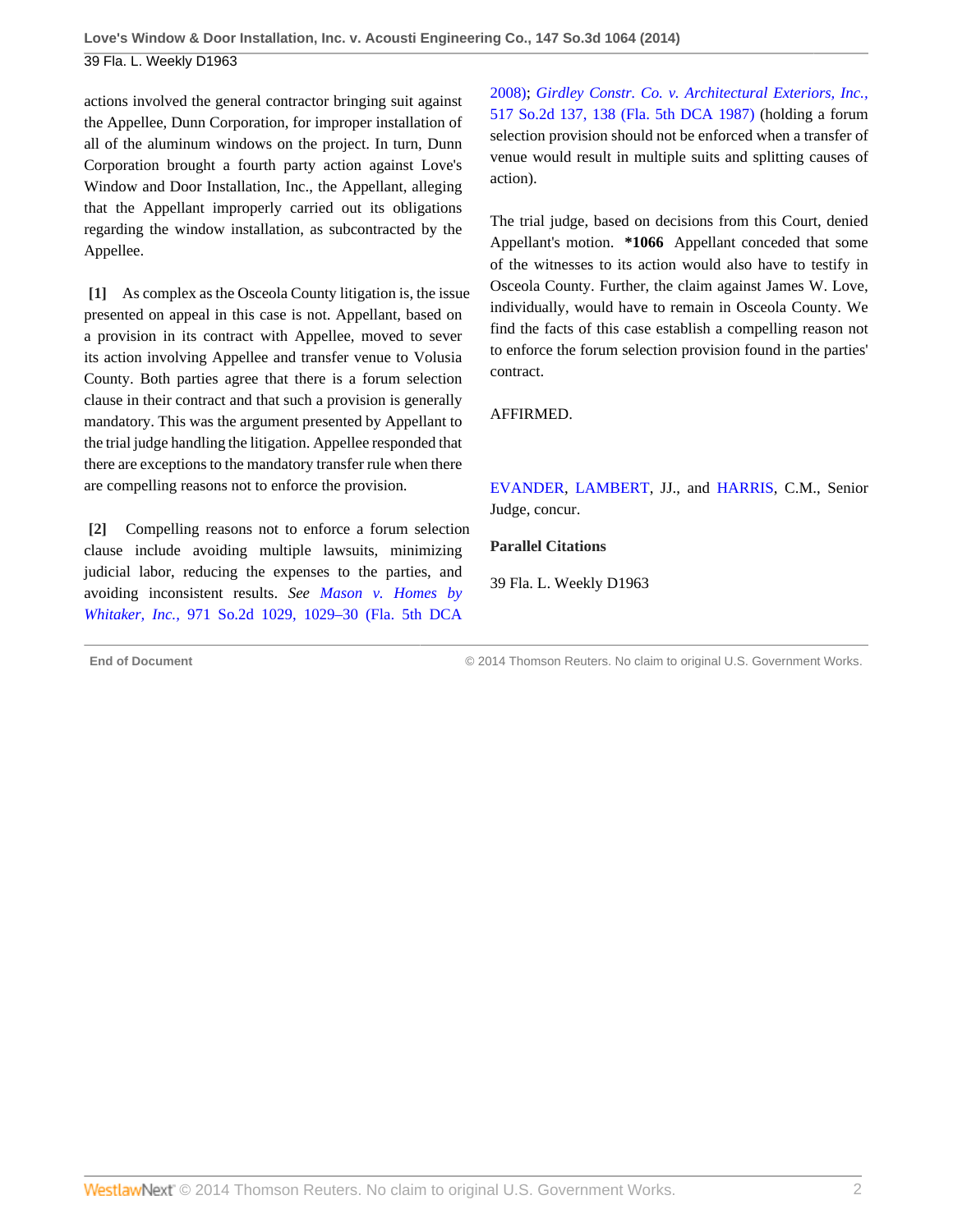actions involved the general contractor bringing suit against the Appellee, Dunn Corporation, for improper installation of all of the aluminum windows on the project. In turn, Dunn Corporation brought a fourth party action against Love's Window and Door Installation, Inc., the Appellant, alleging that the Appellant improperly carried out its obligations regarding the window installation, as subcontracted by the Appellee.

**[1]** As complex as the Osceola County litigation is, the issue presented on appeal in this case is not. Appellant, based on a provision in its contract with Appellee, moved to sever its action involving Appellee and transfer venue to Volusia County. Both parties agree that there is a forum selection clause in their contract and that such a provision is generally mandatory. This was the argument presented by Appellant to the trial judge handling the litigation. Appellee responded that there are exceptions to the mandatory transfer rule when there are compelling reasons not to enforce the provision.

**[2]** Compelling reasons not to enforce a forum selection clause include avoiding multiple lawsuits, minimizing judicial labor, reducing the expenses to the parties, and avoiding inconsistent results. *See Mason v. Homes by Whitaker, Inc.,* 971 So.2d 1029, 1029–30 (Fla. 5th DCA 2008); *Girdley Constr. Co. v. Architectural Exteriors, Inc.,* 517 So.2d 137, 138 (Fla. 5th DCA 1987) (holding a forum selection provision should not be enforced when a transfer of venue would result in multiple suits and splitting causes of action).

The trial judge, based on decisions from this Court, denied Appellant's motion. **\*1066** Appellant conceded that some of the witnesses to its action would also have to testify in Osceola County. Further, the claim against James W. Love, individually, would have to remain in Osceola County. We find the facts of this case establish a compelling reason not to enforce the forum selection provision found in the parties' contract.

AFFIRMED.

EVANDER, LAMBERT, JJ., and HARRIS, C.M., Senior Judge, concur.

**Parallel Citations**

39 Fla. L. Weekly D1963

**End of Document** © 2014 Thomson Reuters. No claim to original U.S. Government Works.